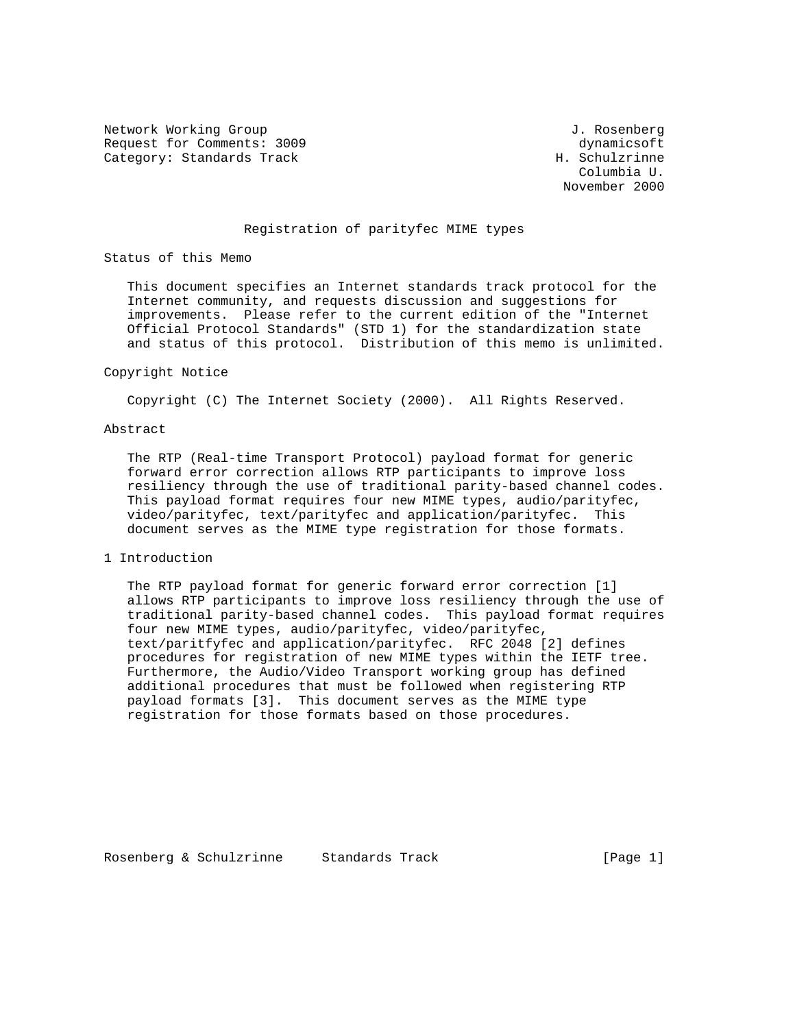Network Working Group J. Rosenberg
Request for Comments: 3009 dynamicsoft
Category: Standards Track H. Schulzrinne
Columbia U.
November 2000

# Registration of parityfec MIME types

## Status of this Memo

This document specifies an Internet standards track protocol for the Internet community, and requests discussion and suggestions for improvements. Please refer to the current edition of the "Internet Official Protocol Standards" (STD 1) for the standardization state and status of this protocol. Distribution of this memo is unlimited.

## Copyright Notice

Copyright (C) The Internet Society (2000). All Rights Reserved.

## Abstract

The RTP (Real-time Transport Protocol) payload format for generic forward error correction allows RTP participants to improve loss resiliency through the use of traditional parity-based channel codes. This payload format requires four new MIME types, audio/parityfec, video/parityfec, text/parityfec and application/parityfec. This document serves as the MIME type registration for those formats.

## 1 Introduction

The RTP payload format for generic forward error correction [1] allows RTP participants to improve loss resiliency through the use of traditional parity-based channel codes. This payload format requires four new MIME types, audio/parityfec, video/parityfec, text/paritfyfec and application/parityfec. RFC 2048 [2] defines procedures for registration of new MIME types within the IETF tree. Furthermore, the Audio/Video Transport working group has defined additional procedures that must be followed when registering RTP payload formats [3]. This document serves as the MIME type registration for those formats based on those procedures.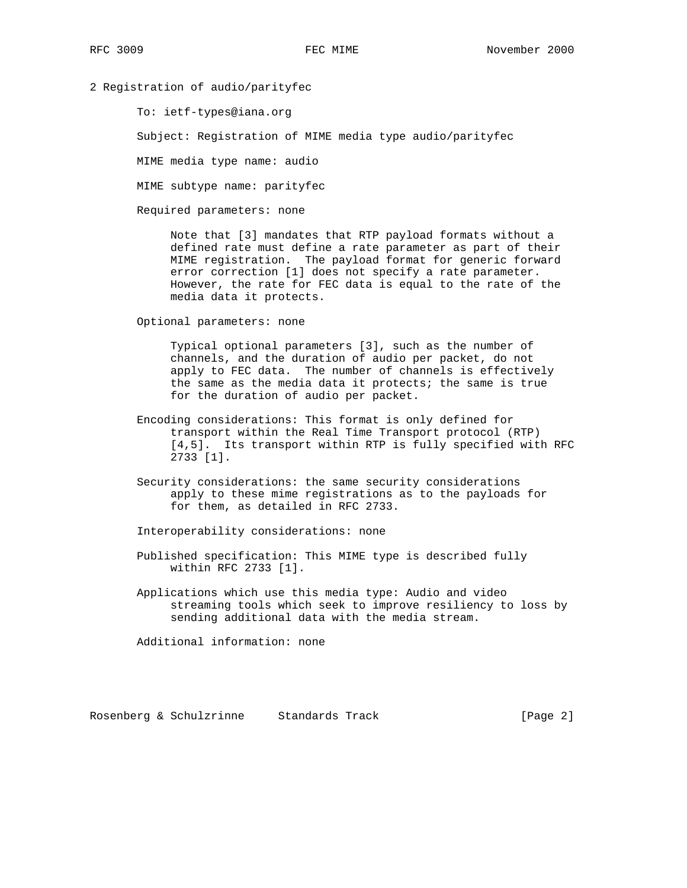## 2 Registration of audio/parityfec

To: ietf-types@iana.org

Subject: Registration of MIME media type audio/parityfec

MIME media type name: audio

MIME subtype name: parityfec

Required parameters: none

Note that [3] mandates that RTP payload formats without a defined rate must define a rate parameter as part of their MIME registration. The payload format for generic forward error correction [1] does not specify a rate parameter. However, the rate for FEC data is equal to the rate of the media data it protects.

Optional parameters: none

Typical optional parameters [3], such as the number of channels, and the duration of audio per packet, do not apply to FEC data. The number of channels is effectively the same as the media data it protects; the same is true for the duration of audio per packet.

Encoding considerations: This format is only defined for transport within the Real Time Transport protocol (RTP) [4,5]. Its transport within RTP is fully specified with RFC 2733 [1].

Security considerations: the same security considerations apply to these mime registrations as to the payloads for for them, as detailed in RFC 2733.

Interoperability considerations: none

Published specification: This MIME type is described fully within RFC 2733 [1].

Applications which use this media type: Audio and video streaming tools which seek to improve resiliency to loss by sending additional data with the media stream.

Additional information: none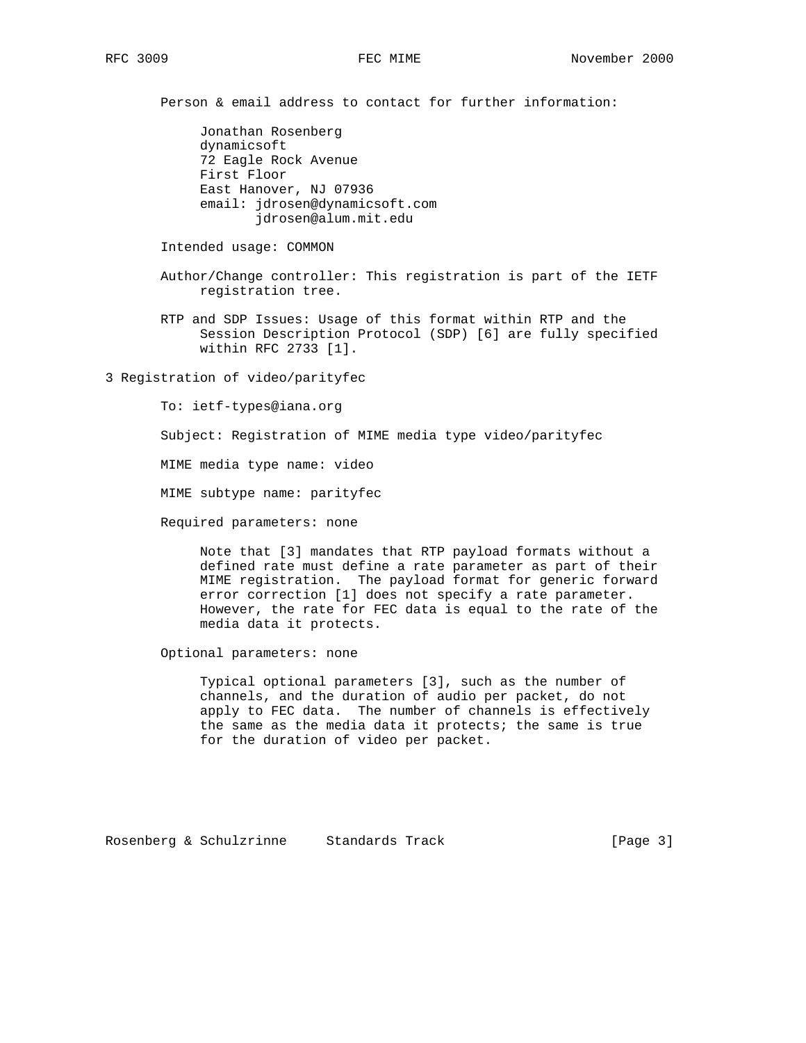Person & email address to contact for further information:

Jonathan Rosenberg
dynamicsoft
72 Eagle Rock Avenue
First Floor
East Hanover, NJ 07936
email: jdrosen@dynamicsoft.com
jdrosen@alum.mit.edu

Intended usage: COMMON

Author/Change controller: This registration is part of the IETF registration tree.

RTP and SDP Issues: Usage of this format within RTP and the Session Description Protocol (SDP) [6] are fully specified within RFC 2733 [1].

## 3 Registration of video/parityfec

To: ietf-types@iana.org

Subject: Registration of MIME media type video/parityfec

MIME media type name: video

MIME subtype name: parityfec

Required parameters: none

Note that [3] mandates that RTP payload formats without a defined rate must define a rate parameter as part of their MIME registration. The payload format for generic forward error correction [1] does not specify a rate parameter. However, the rate for FEC data is equal to the rate of the media data it protects.

Optional parameters: none

Typical optional parameters [3], such as the number of channels, and the duration of audio per packet, do not apply to FEC data. The number of channels is effectively the same as the media data it protects; the same is true for the duration of video per packet.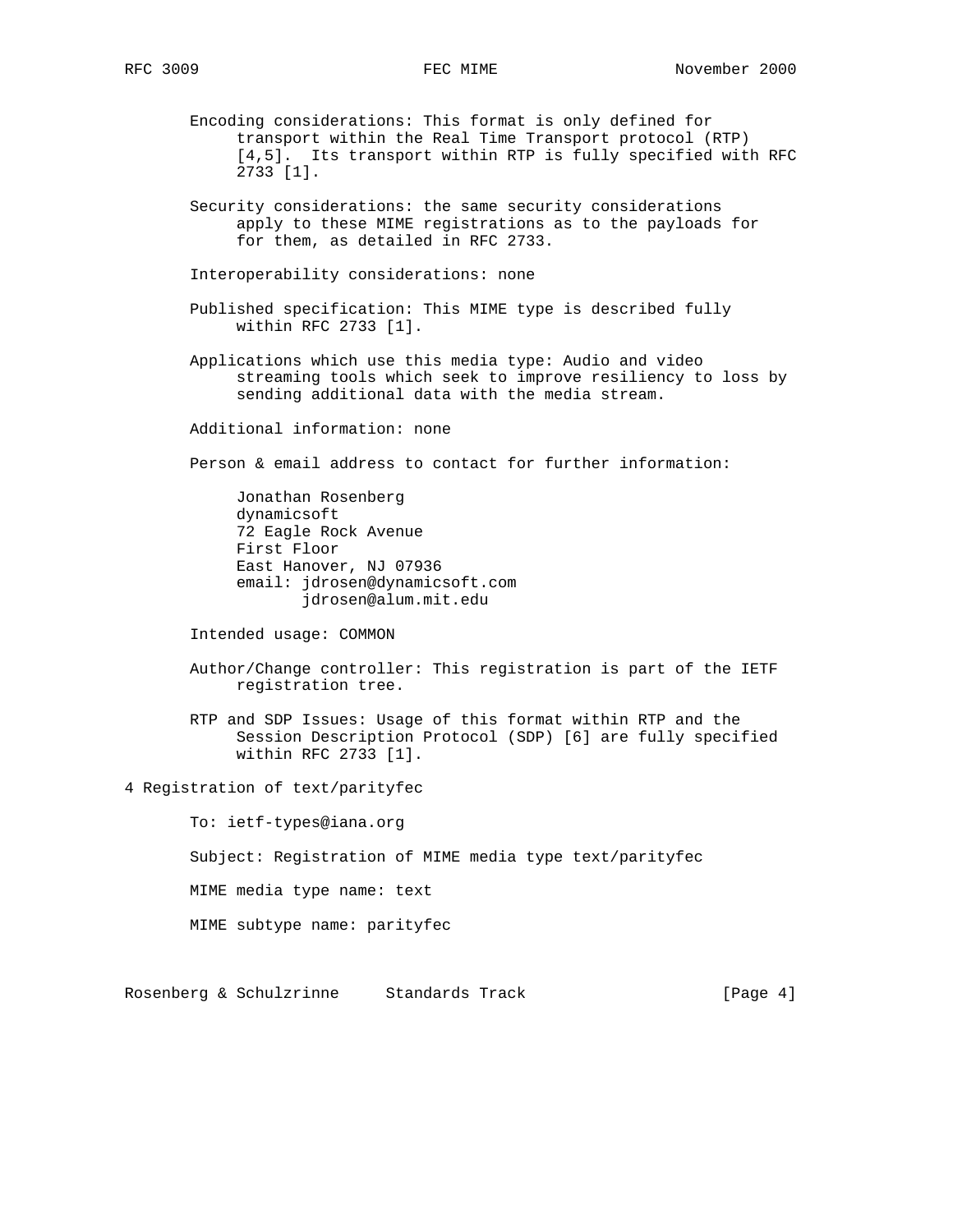Encoding considerations: This format is only defined for transport within the Real Time Transport protocol (RTP) [4,5]. Its transport within RTP is fully specified with RFC 2733 [1].

Security considerations: the same security considerations apply to these MIME registrations as to the payloads for for them, as detailed in RFC 2733.

Interoperability considerations: none

Published specification: This MIME type is described fully within RFC 2733 [1].

Applications which use this media type: Audio and video streaming tools which seek to improve resiliency to loss by sending additional data with the media stream.

Additional information: none

Person & email address to contact for further information:

Jonathan Rosenberg
dynamicsoft
72 Eagle Rock Avenue
First Floor
East Hanover, NJ 07936
email: jdrosen@dynamicsoft.com
jdrosen@alum.mit.edu

Intended usage: COMMON

Author/Change controller: This registration is part of the IETF registration tree.

RTP and SDP Issues: Usage of this format within RTP and the Session Description Protocol (SDP) [6] are fully specified within RFC 2733 [1].

## 4 Registration of text/parityfec

To: ietf-types@iana.org

Subject: Registration of MIME media type text/parityfec

MIME media type name: text

MIME subtype name: parityfec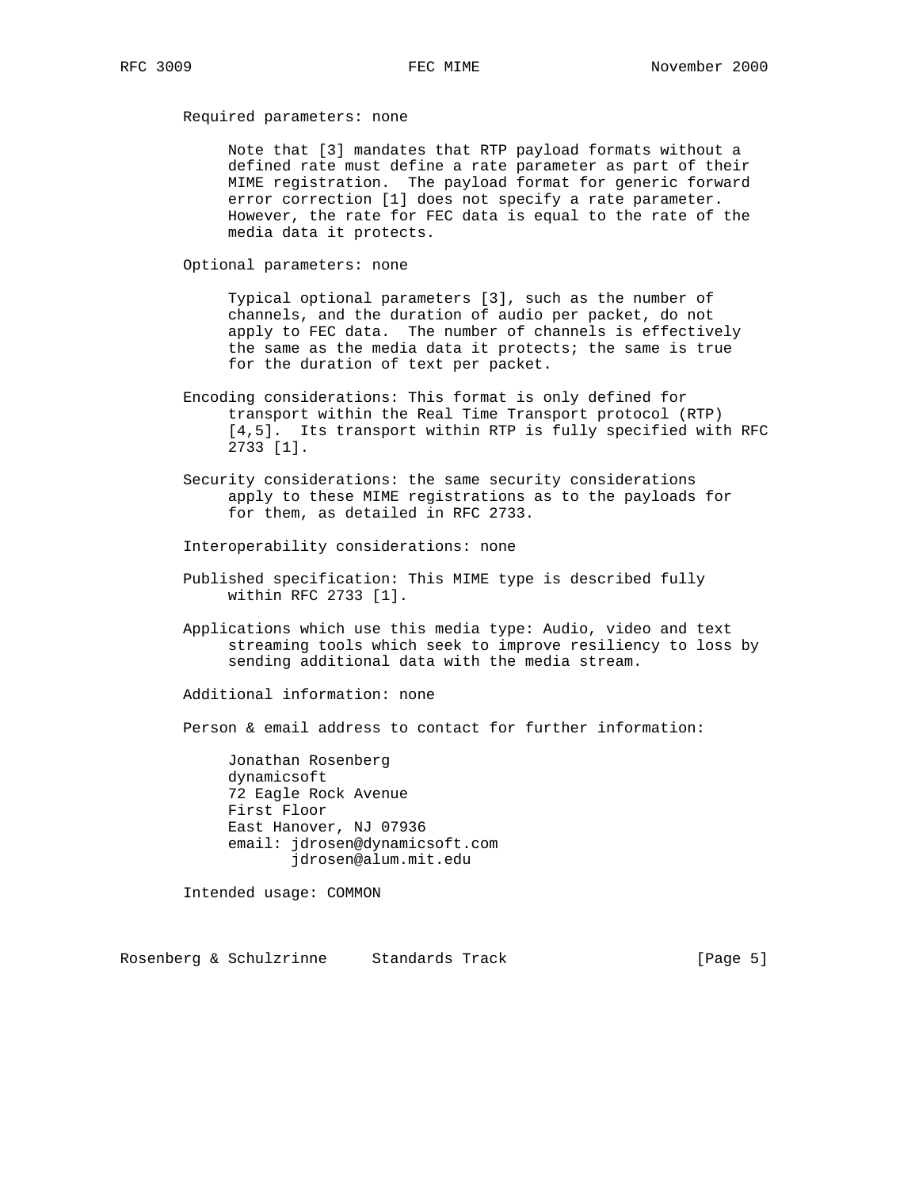Required parameters: none

Note that [3] mandates that RTP payload formats without a defined rate must define a rate parameter as part of their MIME registration. The payload format for generic forward error correction [1] does not specify a rate parameter. However, the rate for FEC data is equal to the rate of the media data it protects.

Optional parameters: none

Typical optional parameters [3], such as the number of channels, and the duration of audio per packet, do not apply to FEC data. The number of channels is effectively the same as the media data it protects; the same is true for the duration of text per packet.

Encoding considerations: This format is only defined for transport within the Real Time Transport protocol (RTP) [4,5]. Its transport within RTP is fully specified with RFC 2733 [1].

Security considerations: the same security considerations apply to these MIME registrations as to the payloads for for them, as detailed in RFC 2733.

Interoperability considerations: none

Published specification: This MIME type is described fully within RFC 2733 [1].

Applications which use this media type: Audio, video and text streaming tools which seek to improve resiliency to loss by sending additional data with the media stream.

Additional information: none

Person & email address to contact for further information:

Jonathan Rosenberg
dynamicsoft
72 Eagle Rock Avenue
First Floor
East Hanover, NJ 07936
email: jdrosen@dynamicsoft.com
jdrosen@alum.mit.edu

Intended usage: COMMON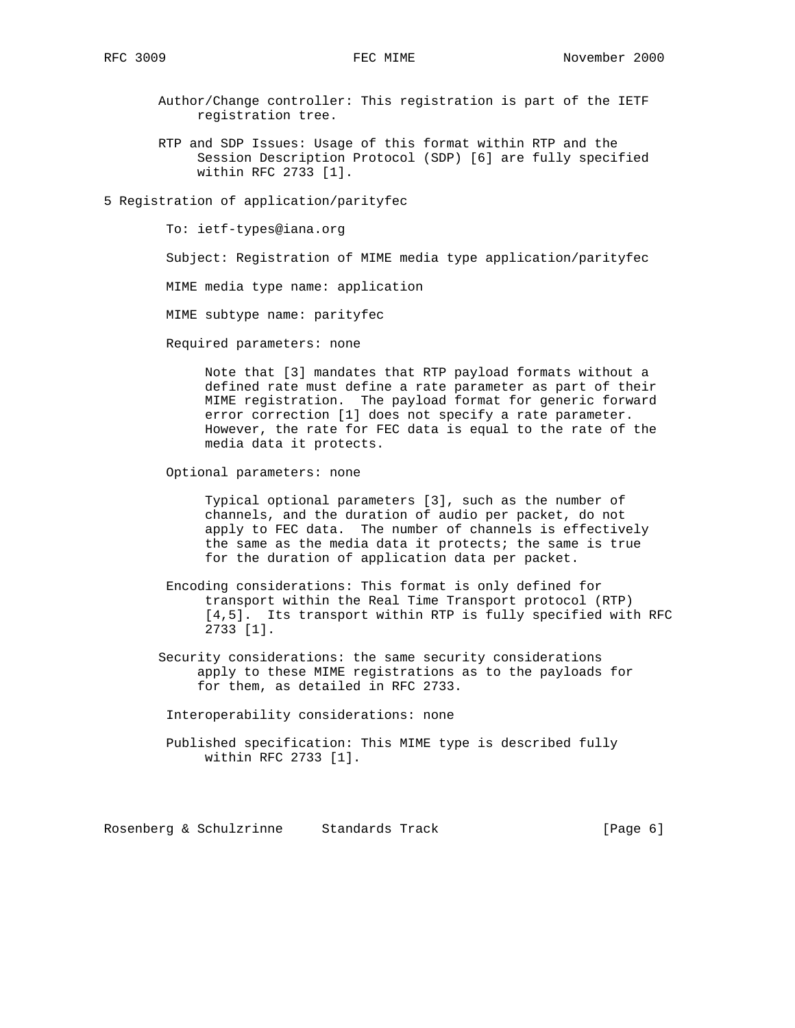Author/Change controller: This registration is part of the IETF registration tree.

RTP and SDP Issues: Usage of this format within RTP and the Session Description Protocol (SDP) [6] are fully specified within RFC 2733 [1].

## 5 Registration of application/parityfec

To: ietf-types@iana.org

Subject: Registration of MIME media type application/parityfec

MIME media type name: application

MIME subtype name: parityfec

Required parameters: none

> Note that [3] mandates that RTP payload formats without a defined rate must define a rate parameter as part of their MIME registration. The payload format for generic forward error correction [1] does not specify a rate parameter. However, the rate for FEC data is equal to the rate of the media data it protects.

Optional parameters: none

> Typical optional parameters [3], such as the number of channels, and the duration of audio per packet, do not apply to FEC data. The number of channels is effectively the same as the media data it protects; the same is true for the duration of application data per packet.

Encoding considerations: This format is only defined for transport within the Real Time Transport protocol (RTP) [4,5]. Its transport within RTP is fully specified with RFC 2733 [1].

Security considerations: the same security considerations apply to these MIME registrations as to the payloads for for them, as detailed in RFC 2733.

Interoperability considerations: none

Published specification: This MIME type is described fully within RFC 2733 [1].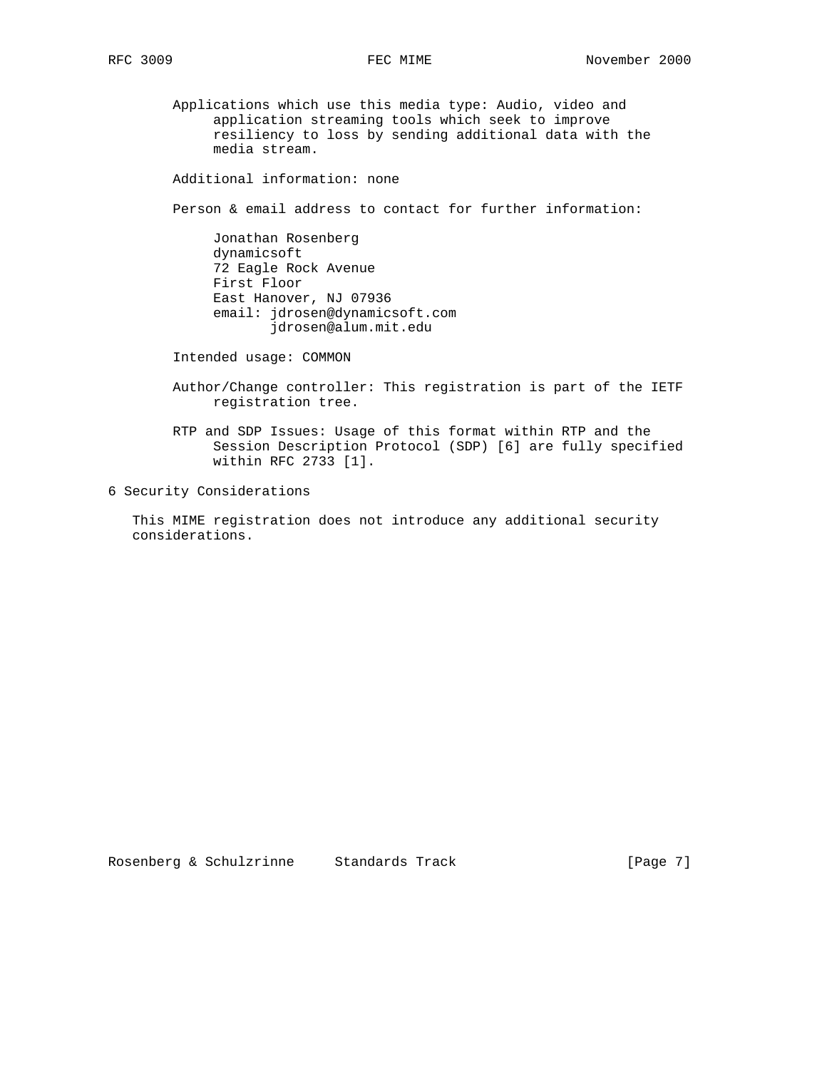Applications which use this media type: Audio, video and application streaming tools which seek to improve resiliency to loss by sending additional data with the media stream.

Additional information: none

Person & email address to contact for further information:

Jonathan Rosenberg
dynamicsoft
72 Eagle Rock Avenue
First Floor
East Hanover, NJ 07936
email: jdrosen@dynamicsoft.com
jdrosen@alum.mit.edu

Intended usage: COMMON

Author/Change controller: This registration is part of the IETF registration tree.

RTP and SDP Issues: Usage of this format within RTP and the Session Description Protocol (SDP) [6] are fully specified within RFC 2733 [1].

## 6 Security Considerations

This MIME registration does not introduce any additional security considerations.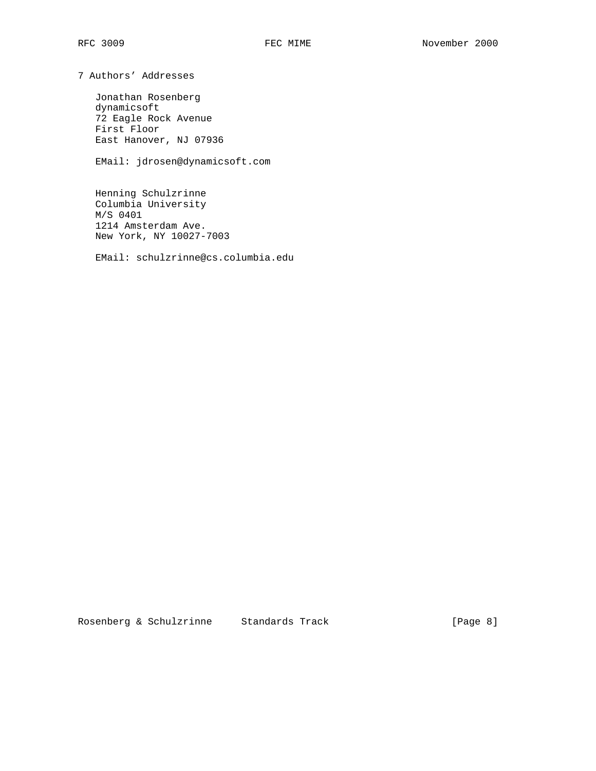## 7 Authors' Addresses

Jonathan Rosenberg
dynamicsoft
72 Eagle Rock Avenue
First Floor
East Hanover, NJ 07936

EMail: jdrosen@dynamicsoft.com

Henning Schulzrinne
Columbia University
M/S 0401
1214 Amsterdam Ave.
New York, NY 10027-7003

EMail: schulzrinne@cs.columbia.edu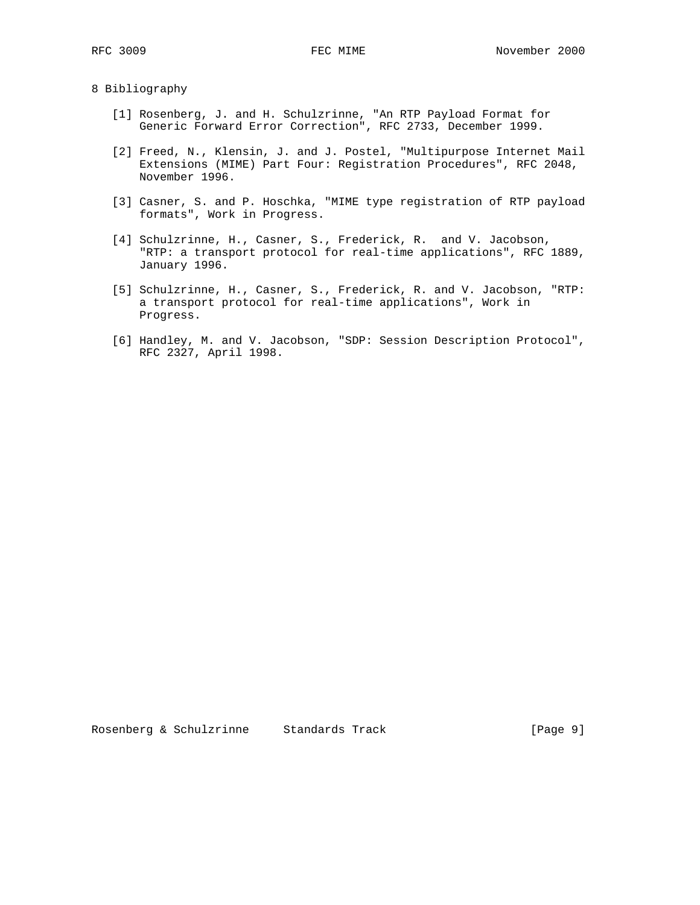## 8 Bibliography

[1] Rosenberg, J. and H. Schulzrinne, "An RTP Payload Format for Generic Forward Error Correction", RFC 2733, December 1999.

[2] Freed, N., Klensin, J. and J. Postel, "Multipurpose Internet Mail Extensions (MIME) Part Four: Registration Procedures", RFC 2048, November 1996.

[3] Casner, S. and P. Hoschka, "MIME type registration of RTP payload formats", Work in Progress.

[4] Schulzrinne, H., Casner, S., Frederick, R. and V. Jacobson, "RTP: a transport protocol for real-time applications", RFC 1889, January 1996.

[5] Schulzrinne, H., Casner, S., Frederick, R. and V. Jacobson, "RTP: a transport protocol for real-time applications", Work in Progress.

[6] Handley, M. and V. Jacobson, "SDP: Session Description Protocol", RFC 2327, April 1998.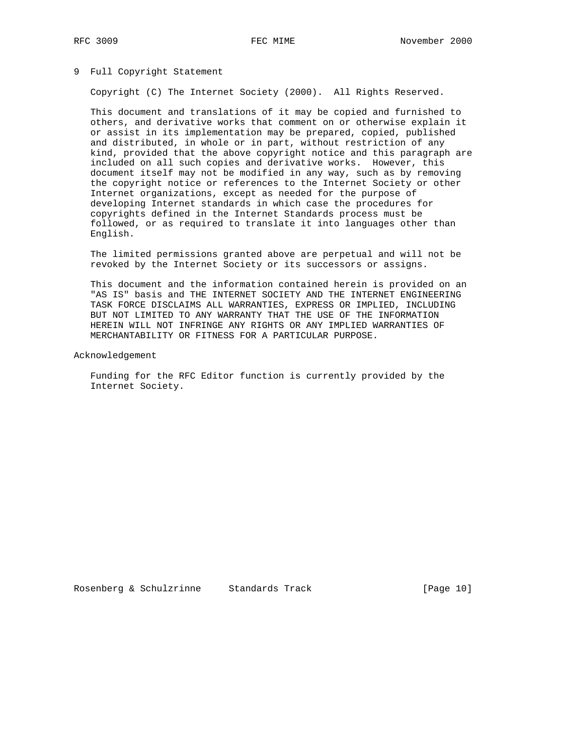## 9 Full Copyright Statement

Copyright (C) The Internet Society (2000). All Rights Reserved.

This document and translations of it may be copied and furnished to others, and derivative works that comment on or otherwise explain it or assist in its implementation may be prepared, copied, published and distributed, in whole or in part, without restriction of any kind, provided that the above copyright notice and this paragraph are included on all such copies and derivative works. However, this document itself may not be modified in any way, such as by removing the copyright notice or references to the Internet Society or other Internet organizations, except as needed for the purpose of developing Internet standards in which case the procedures for copyrights defined in the Internet Standards process must be followed, or as required to translate it into languages other than English.

The limited permissions granted above are perpetual and will not be revoked by the Internet Society or its successors or assigns.

This document and the information contained herein is provided on an "AS IS" basis and THE INTERNET SOCIETY AND THE INTERNET ENGINEERING TASK FORCE DISCLAIMS ALL WARRANTIES, EXPRESS OR IMPLIED, INCLUDING BUT NOT LIMITED TO ANY WARRANTY THAT THE USE OF THE INFORMATION HEREIN WILL NOT INFRINGE ANY RIGHTS OR ANY IMPLIED WARRANTIES OF MERCHANTABILITY OR FITNESS FOR A PARTICULAR PURPOSE.

## Acknowledgement

Funding for the RFC Editor function is currently provided by the Internet Society.